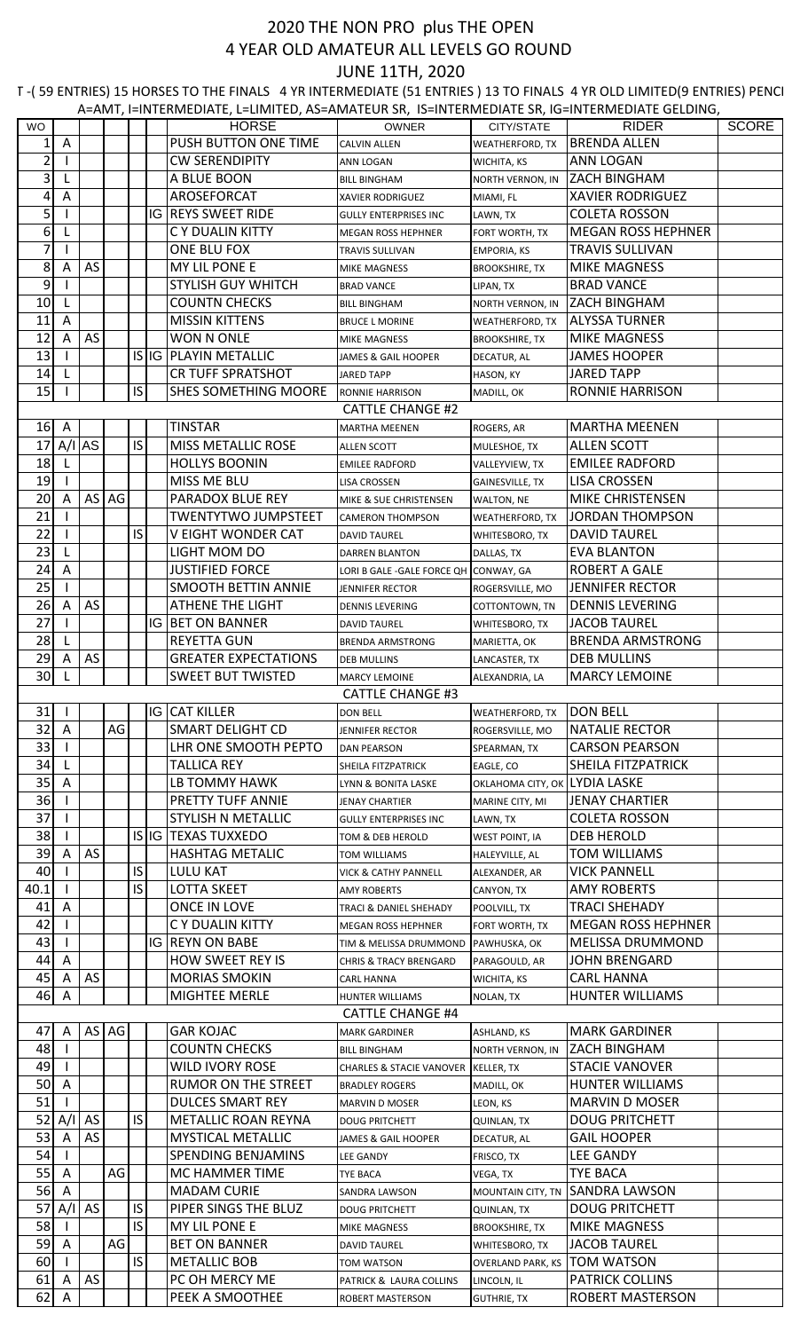# 2020 THE NON PRO plus THE OPEN

## 4 YEAR OLD AMATEUR ALL LEVELS GO ROUND

### JUNE 11TH, 2020

T -( 59 ENTRIES) 15 HORSES TO THE FINALS 4 YR INTERMEDIATE (51 ENTRIES ) 13 TO FINALS 4 YR OLD LIMITED(9 ENTRIES) PENCI

A=AMT, I=INTERMEDIATE, L=LIMITED, AS=AMATEUR SR, IS=INTERMEDIATE SR, IG=INTERMEDIATE GELDING,

| WO | | | | | | HORSE | OWNER | CITY/STATE | RIDER | SCORE |
|---|---|---|---|---|---|---|---|---|---|---|
| 1 | A | | | | | PUSH BUTTON ONE TIME | CALVIN ALLEN | WEATHERFORD, TX | BRENDA ALLEN | |
| 2 | I | | | | | CW SERENDIPITY | ANN LOGAN | WICHITA, KS | ANN LOGAN | |
| 3 | L | | | | | A BLUE BOON | BILL BINGHAM | NORTH VERNON, IN | ZACH BINGHAM | |
| 4 | A | | | | | AROSEFORCAT | XAVIER RODRIGUEZ | MIAMI, FL | XAVIER RODRIGUEZ | |
| 5 | I | | | | IG | REYS SWEET RIDE | GULLY ENTERPRISES INC | LAWN, TX | COLETA ROSSON | |
| 6 | L | | | | | C Y DUALIN KITTY | MEGAN ROSS HEPHNER | FORT WORTH, TX | MEGAN ROSS HEPHNER | |
| 7 | I | | | | | ONE BLU FOX | TRAVIS SULLIVAN | EMPORIA, KS | TRAVIS SULLIVAN | |
| 8 | A | AS | | | | MY LIL PONE E | MIKE MAGNESS | BROOKSHIRE, TX | MIKE MAGNESS | |
| 9 | I | | | | | STYLISH GUY WHITCH | BRAD VANCE | LIPAN, TX | BRAD VANCE | |
| 10 | L | | | | | COUNTN CHECKS | BILL BINGHAM | NORTH VERNON, IN | ZACH BINGHAM | |
| 11 | A | | | | | MISSIN KITTENS | BRUCE L MORINE | WEATHERFORD, TX | ALYSSA TURNER | |
| 12 | A | AS | | | | WON N ONLE | MIKE MAGNESS | BROOKSHIRE, TX | MIKE MAGNESS | |
| 13 | I | | | IS | IG | PLAYIN METALLIC | JAMES & GAIL HOOPER | DECATUR, AL | JAMES HOOPER | |
| 14 | L | | | | | CR TUFF SPRATSHOT | JARED TAPP | HASON, KY | JARED TAPP | |
| 15 | I | | | IS | | SHES SOMETHING MOORE | RONNIE HARRISON | MADILL, OK | RONNIE HARRISON | |
| | | | | | | CATTLE CHANGE #2 | | | | |
| 16 | A | | | | | TINSTAR | MARTHA MEENEN | ROGERS, AR | MARTHA MEENEN | |
| 17 | A/I | AS | | IS | | MISS METALLIC ROSE | ALLEN SCOTT | MULESHOE, TX | ALLEN SCOTT | |
| 18 | L | | | | | HOLLYS BOONIN | EMILEE RADFORD | VALLEYVIEW, TX | EMILEE RADFORD | |
| 19 | I | | | | | MISS ME BLU | LISA CROSSEN | GAINESVILLE, TX | LISA CROSSEN | |
| 20 | A | AS | AG | | | PARADOX BLUE REY | MIKE & SUE CHRISTENSEN | WALTON, NE | MIKE CHRISTENSEN | |
| 21 | I | | | | | TWENTYTWO JUMPSTEET | CAMERON THOMPSON | WEATHERFORD, TX | JORDAN THOMPSON | |
| 22 | I | | | IS | | V EIGHT WONDER CAT | DAVID TAUREL | WHITESBORO, TX | DAVID TAUREL | |
| 23 | L | | | | | LIGHT MOM DO | DARREN BLANTON | DALLAS, TX | EVA BLANTON | |
| 24 | A | | | | | JUSTIFIED FORCE | LORI B GALE -GALE FORCE QH | CONWAY, GA | ROBERT A GALE | |
| 25 | I | | | | | SMOOTH BETTIN ANNIE | JENNIFER RECTOR | ROGERSVILLE, MO | JENNIFER RECTOR | |
| 26 | A | AS | | | | ATHENE THE LIGHT | DENNIS LEVERING | COTTONTOWN, TN | DENNIS LEVERING | |
| 27 | I | | | | IG | BET ON BANNER | DAVID TAUREL | WHITESBORO, TX | JACOB TAUREL | |
| 28 | L | | | | | REYETTA GUN | BRENDA ARMSTRONG | MARIETTA, OK | BRENDA ARMSTRONG | |
| 29 | A | AS | | | | GREATER EXPECTATIONS | DEB MULLINS | LANCASTER, TX | DEB MULLINS | |
| 30 | L | | | | | SWEET BUT TWISTED | MARCY LEMOINE | ALEXANDRIA, LA | MARCY LEMOINE | |
| | | | | | | CATTLE CHANGE #3 | | | | |
| 31 | I | | | | IG | CAT KILLER | DON BELL | WEATHERFORD, TX | DON BELL | |
| 32 | A | | AG | | | SMART DELIGHT CD | JENNIFER RECTOR | ROGERSVILLE, MO | NATALIE RECTOR | |
| 33 | I | | | | | LHR ONE SMOOTH PEPTO | DAN PEARSON | SPEARMAN, TX | CARSON PEARSON | |
| 34 | L | | | | | TALLICA REY | SHEILA FITZPATRICK | EAGLE, CO | SHEILA FITZPATRICK | |
| 35 | A | | | | | LB TOMMY HAWK | LYNN & BONITA LASKE | OKLAHOMA CITY, OK | LYDIA LASKE | |
| 36 | I | | | | | PRETTY TUFF ANNIE | JENAY CHARTIER | MARINE CITY, MI | JENAY CHARTIER | |
| 37 | I | | | | | STYLISH N METALLIC | GULLY ENTERPRISES INC | LAWN, TX | COLETA ROSSON | |
| 38 | I | | | IS | IG | TEXAS TUXXEDO | TOM & DEB HEROLD | WEST POINT, IA | DEB HEROLD | |
| 39 | A | AS | | | | HASHTAG METALIC | TOM WILLIAMS | HALEYVILLE, AL | TOM WILLIAMS | |
| 40 | I | | | IS | | LULU KAT | VICK & CATHY PANNELL | ALEXANDER, AR | VICK PANNELL | |
| 40.1 | I | | | IS | | LOTTA SKEET | AMY ROBERTS | CANYON, TX | AMY ROBERTS | |
| 41 | A | | | | | ONCE IN LOVE | TRACI & DANIEL SHEHADY | POOLVILL, TX | TRACI SHEHADY | |
| 42 | I | | | | | C Y DUALIN KITTY | MEGAN ROSS HEPHNER | FORT WORTH, TX | MEGAN ROSS HEPHNER | |
| 43 | I | | | | IG | REYN ON BABE | TIM & MELISSA DRUMMOND | PAWHUSKA, OK | MELISSA DRUMMOND | |
| 44 | A | | | | | HOW SWEET REY IS | CHRIS & TRACY BRENGARD | PARAGOULD, AR | JOHN BRENGARD | |
| 45 | A | AS | | | | MORIAS SMOKIN | CARL HANNA | WICHITA, KS | CARL HANNA | |
| 46 | A | | | | | MIGHTEE MERLE | HUNTER WILLIAMS | NOLAN, TX | HUNTER WILLIAMS | |
| | | | | | | CATTLE CHANGE #4 | | | | |
| 47 | A | AS | AG | | | GAR KOJAC | MARK GARDINER | ASHLAND, KS | MARK GARDINER | |
| 48 | I | | | | | COUNTN CHECKS | BILL BINGHAM | NORTH VERNON, IN | ZACH BINGHAM | |
| 49 | I | | | | | WILD IVORY ROSE | CHARLES & STACIE VANOVER | KELLER, TX | STACIE VANOVER | |
| 50 | A | | | | | RUMOR ON THE STREET | BRADLEY ROGERS | MADILL, OK | HUNTER WILLIAMS | |
| 51 | I | | | | | DULCES SMART REY | MARVIN D MOSER | LEON, KS | MARVIN D MOSER | |
| 52 | A/I | AS | | IS | | METALLIC ROAN REYNA | DOUG PRITCHETT | QUINLAN, TX | DOUG PRITCHETT | |
| 53 | A | AS | | | | MYSTICAL METALLIC | JAMES & GAIL HOOPER | DECATUR, AL | GAIL HOOPER | |
| 54 | I | | | | | SPENDING BENJAMINS | LEE GANDY | FRISCO, TX | LEE GANDY | |
| 55 | A | | AG | | | MC HAMMER TIME | TYE BACA | VEGA, TX | TYE BACA | |
| 56 | A | | | | | MADAM CURIE | SANDRA LAWSON | MOUNTAIN CITY, TN | SANDRA LAWSON | |
| 57 | A/I | AS | | IS | | PIPER SINGS THE BLUZ | DOUG PRITCHETT | QUINLAN, TX | DOUG PRITCHETT | |
| 58 | I | | | IS | | MY LIL PONE E | MIKE MAGNESS | BROOKSHIRE, TX | MIKE MAGNESS | |
| 59 | A | | AG | | | BET ON BANNER | DAVID TAUREL | WHITESBORO, TX | JACOB TAUREL | |
| 60 | I | | | IS | | METALLIC BOB | TOM WATSON | OVERLAND PARK, KS | TOM WATSON | |
| 61 | A | AS | | | | PC OH MERCY ME | PATRICK & LAURA COLLINS | LINCOLN, IL | PATRICK COLLINS | |
| 62 | A | | | | | PEEK A SMOOTHEE | ROBERT MASTERSON | GUTHRIE, TX | ROBERT MASTERSON | |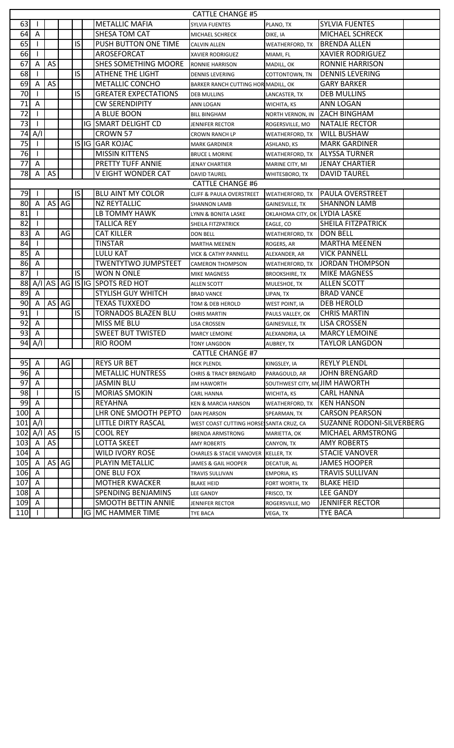| | | | | | | | | | | |
|---|---|---|---|---|---|---|---|---|---|---|
| | | | | | | CATTLE CHANGE #5 | | | | |
| 63 | I | | | | | METALLIC MAFIA | SYLVIA FUENTES | PLANO, TX | SYLVIA FUENTES | |
| 64 | A | | | | | SHESA TOM CAT | MICHAEL SCHRECK | DIKE, IA | MICHAEL SCHRECK | |
| 65 | I | | | IS | | PUSH BUTTON ONE TIME | CALVIN ALLEN | WEATHERFORD, TX | BRENDA ALLEN | |
| 66 | I | | | | | AROSEFORCAT | XAVIER RODRIGUEZ | MIAMI, FL | XAVIER RODRIGUEZ | |
| 67 | A | AS | | | | SHES SOMETHING MOORE | RONNIE HARRISON | MADILL, OK | RONNIE HARRISON | |
| 68 | I | | | IS | | ATHENE THE LIGHT | DENNIS LEVERING | COTTONTOWN, TN | DENNIS LEVERING | |
| 69 | A | AS | | | | METALLIC CONCHO | BARKER RANCH CUTTING HOR | MADILL, OK | GARY BARKER | |
| 70 | I | | | IS | | GREATER EXPECTATIONS | DEB MULLINS | LANCASTER, TX | DEB MULLINS | |
| 71 | A | | | | | CW SERENDIPITY | ANN LOGAN | WICHITA, KS | ANN LOGAN | |
| 72 | I | | | | | A BLUE BOON | BILL BINGHAM | NORTH VERNON, IN | ZACH BINGHAM | |
| 73 | I | | | | IG | SMART DELIGHT CD | JENNIFER RECTOR | ROGERSVILLE, MO | NATALIE RECTOR | |
| 74 | A/I | | | | | CROWN 57 | CROWN RANCH LP | WEATHERFORD, TX | WILL BUSHAW | |
| 75 | I | | | IS | IG | GAR KOJAC | MARK GARDINER | ASHLAND, KS | MARK GARDINER | |
| 76 | I | | | | | MISSIN KITTENS | BRUCE L MORINE | WEATHERFORD, TX | ALYSSA TURNER | |
| 77 | A | | | | | PRETTY TUFF ANNIE | JENAY CHARTIER | MARINE CITY, MI | JENAY CHARTIER | |
| 78 | A | AS | | | | V EIGHT WONDER CAT | DAVID TAUREL | WHITESBORO, TX | DAVID TAUREL | |
| | | | | | | CATTLE CHANGE #6 | | | | |
| 79 | I | | | IS | | BLU AINT MY COLOR | CLIFF & PAULA OVERSTREET | WEATHERFORD, TX | PAULA OVERSTREET | |
| 80 | A | AS | AG | | | NZ REYTALLIC | SHANNON LAMB | GAINESVILLE, TX | SHANNON LAMB | |
| 81 | I | | | | | LB TOMMY HAWK | LYNN & BONITA LASKE | OKLAHOMA CITY, OK | LYDIA LASKE | |
| 82 | I | | | | | TALLICA REY | SHEILA FITZPATRICK | EAGLE, CO | SHEILA FITZPATRICK | |
| 83 | A | | AG | | | CAT KILLER | DON BELL | WEATHERFORD, TX | DON BELL | |
| 84 | I | | | | | TINSTAR | MARTHA MEENEN | ROGERS, AR | MARTHA MEENEN | |
| 85 | A | | | | | LULU KAT | VICK & CATHY PANNELL | ALEXANDER, AR | VICK PANNELL | |
| 86 | A | | | | | TWENTYTWO JUMPSTEET | CAMERON THOMPSON | WEATHERFORD, TX | JORDAN THOMPSON | |
| 87 | I | | | IS | | WON N ONLE | MIKE MAGNESS | BROOKSHIRE, TX | MIKE MAGNESS | |
| 88 | A/I | AS | AG | IS | IG | SPOTS RED HOT | ALLEN SCOTT | MULESHOE, TX | ALLEN SCOTT | |
| 89 | A | | | | | STYLISH GUY WHITCH | BRAD VANCE | LIPAN, TX | BRAD VANCE | |
| 90 | A | AS | AG | | | TEXAS TUXXEDO | TOM & DEB HEROLD | WEST POINT, IA | DEB HEROLD | |
| 91 | I | | | IS | | TORNADOS BLAZEN BLU | CHRIS MARTIN | PAULS VALLEY, OK | CHRIS MARTIN | |
| 92 | A | | | | | MISS ME BLU | LISA CROSSEN | GAINESVILLE, TX | LISA CROSSEN | |
| 93 | A | | | | | SWEET BUT TWISTED | MARCY LEMOINE | ALEXANDRIA, LA | MARCY LEMOINE | |
| 94 | A/I | | | | | RIO ROOM | TONY LANGDON | AUBREY, TX | TAYLOR LANGDON | |
| | | | | | | CATTLE CHANGE #7 | | | | |
| 95 | A | | AG | | | REYS UR BET | RICK PLENDL | KINGSLEY, IA | REYLY PLENDL | |
| 96 | A | | | | | METALLIC HUNTRESS | CHRIS & TRACY BRENGARD | PARAGOULD, AR | JOHN BRENGARD | |
| 97 | A | | | | | JASMIN BLU | JIM HAWORTH | SOUTHWEST CITY, MO | JIM HAWORTH | |
| 98 | I | | | IS | | MORIAS SMOKIN | CARL HANNA | WICHITA, KS | CARL HANNA | |
| 99 | A | | | | | REYAHNA | KEN & MARCIA HANSON | WEATHERFORD, TX | KEN HANSON | |
| 100 | A | | | | | LHR ONE SMOOTH PEPTO | DAN PEARSON | SPEARMAN, TX | CARSON PEARSON | |
| 101 | A/I | | | | | LITTLE DIRTY RASCAL | WEST COAST CUTTING HORSE | SANTA CRUZ, CA | SUZANNE RODONI-SILVERBERG | |
| 102 | A/I | AS | | IS | | COOL REY | BRENDA ARMSTRONG | MARIETTA, OK | MICHAEL ARMSTRONG | |
| 103 | A | AS | | | | LOTTA SKEET | AMY ROBERTS | CANYON, TX | AMY ROBERTS | |
| 104 | A | | | | | WILD IVORY ROSE | CHARLES & STACIE VANOVER | KELLER, TX | STACIE VANOVER | |
| 105 | A | AS | AG | | | PLAYIN METALLIC | JAMES & GAIL HOOPER | DECATUR, AL | JAMES HOOPER | |
| 106 | A | | | | | ONE BLU FOX | TRAVIS SULLIVAN | EMPORIA, KS | TRAVIS SULLIVAN | |
| 107 | A | | | | | MOTHER KWACKER | BLAKE HEID | FORT WORTH, TX | BLAKE HEID | |
| 108 | A | | | | | SPENDING BENJAMINS | LEE GANDY | FRISCO, TX | LEE GANDY | |
| 109 | A | | | | | SMOOTH BETTIN ANNIE | JENNIFER RECTOR | ROGERSVILLE, MO | JENNIFER RECTOR | |
| 110 | I | | | | IG | MC HAMMER TIME | TYE BACA | VEGA, TX | TYE BACA | |